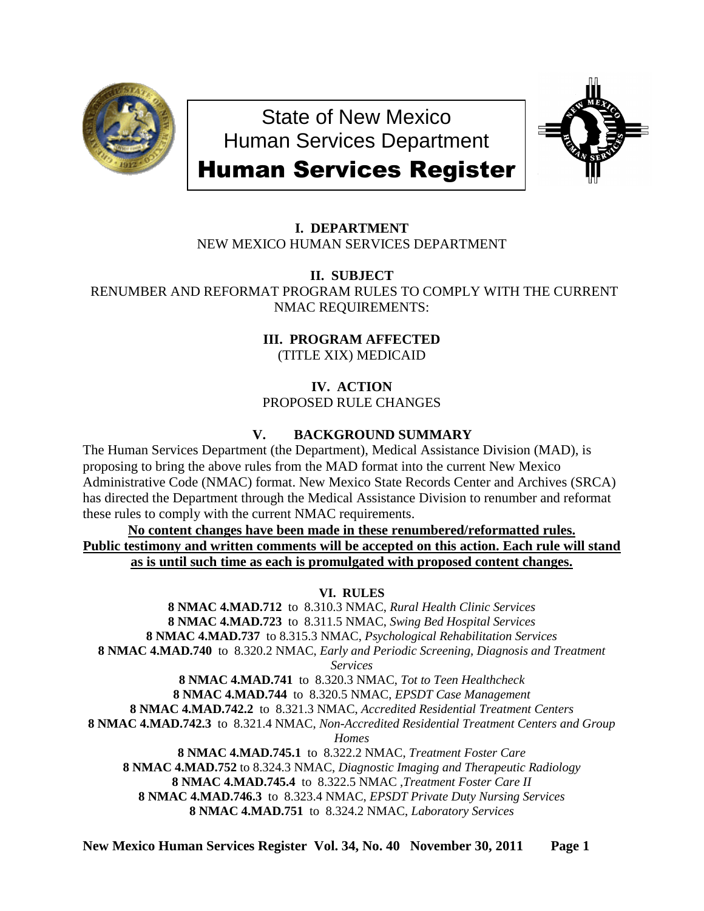# State of New Mexico
# Human Services Department
# Human Services Register

### I. DEPARTMENT

NEW MEXICO HUMAN SERVICES DEPARTMENT

### II. SUBJECT

RENUMBER AND REFORMAT PROGRAM RULES TO COMPLY WITH THE CURRENT NMAC REQUIREMENTS:

### III. PROGRAM AFFECTED

(TITLE XIX) MEDICAID

### IV. ACTION

PROPOSED RULE CHANGES

### V. BACKGROUND SUMMARY

The Human Services Department (the Department), Medical Assistance Division (MAD), is proposing to bring the above rules from the MAD format into the current New Mexico Administrative Code (NMAC) format. New Mexico State Records Center and Archives (SRCA) has directed the Department through the Medical Assistance Division to renumber and reformat these rules to comply with the current NMAC requirements.

**No content changes have been made in these renumbered/reformatted rules. Public testimony and written comments will be accepted on this action. Each rule will stand as is until such time as each is promulgated with proposed content changes.**

### VI. RULES

**8 NMAC 4.MAD.712** to 8.310.3 NMAC, *Rural Health Clinic Services*
**8 NMAC 4.MAD.723** to 8.311.5 NMAC, *Swing Bed Hospital Services*
**8 NMAC 4.MAD.737** to 8.315.3 NMAC, *Psychological Rehabilitation Services*
**8 NMAC 4.MAD.740** to 8.320.2 NMAC, *Early and Periodic Screening, Diagnosis and Treatment Services*
**8 NMAC 4.MAD.741** to 8.320.3 NMAC, *Tot to Teen Healthcheck*
**8 NMAC 4.MAD.744** to 8.320.5 NMAC, *EPSDT Case Management*
**8 NMAC 4.MAD.742.2** to 8.321.3 NMAC, *Accredited Residential Treatment Centers*
**8 NMAC 4.MAD.742.3** to 8.321.4 NMAC, *Non-Accredited Residential Treatment Centers and Group Homes*
**8 NMAC 4.MAD.745.1** to 8.322.2 NMAC, *Treatment Foster Care*
**8 NMAC 4.MAD.752** to 8.324.3 NMAC, *Diagnostic Imaging and Therapeutic Radiology*
**8 NMAC 4.MAD.745.4** to 8.322.5 NMAC ,*Treatment Foster Care II*
**8 NMAC 4.MAD.746.3** to 8.323.4 NMAC, *EPSDT Private Duty Nursing Services*
**8 NMAC 4.MAD.751** to 8.324.2 NMAC, *Laboratory Services*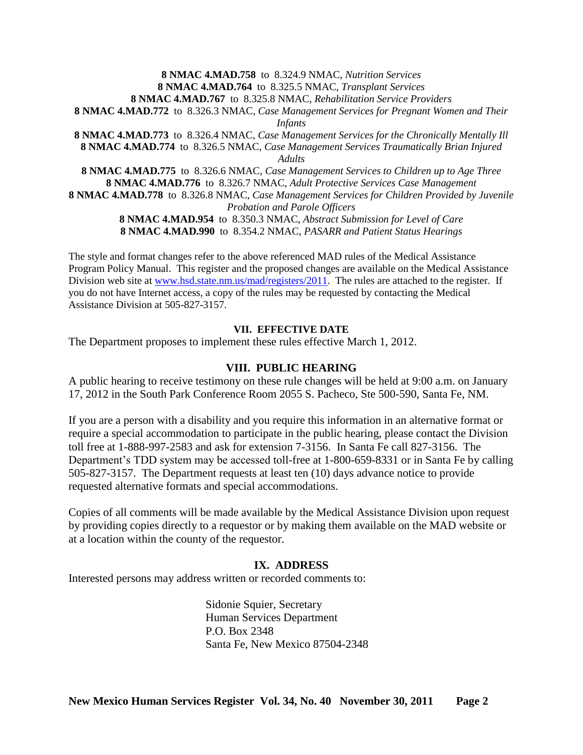**8 NMAC 4.MAD.758** to 8.324.9 NMAC, *Nutrition Services*
**8 NMAC 4.MAD.764** to 8.325.5 NMAC, *Transplant Services*
**8 NMAC 4.MAD.767** to 8.325.8 NMAC, *Rehabilitation Service Providers*
**8 NMAC 4.MAD.772** to 8.326.3 NMAC, *Case Management Services for Pregnant Women and Their Infants*
**8 NMAC 4.MAD.773** to 8.326.4 NMAC, *Case Management Services for the Chronically Mentally Ill*
**8 NMAC 4.MAD.774** to 8.326.5 NMAC, *Case Management Services Traumatically Brian Injured Adults*
**8 NMAC 4.MAD.775** to 8.326.6 NMAC, *Case Management Services to Children up to Age Three*
**8 NMAC 4.MAD.776** to 8.326.7 NMAC, *Adult Protective Services Case Management*
**8 NMAC 4.MAD.778** to 8.326.8 NMAC, *Case Management Services for Children Provided by Juvenile Probation and Parole Officers*
**8 NMAC 4.MAD.954** to 8.350.3 NMAC, *Abstract Submission for Level of Care*
**8 NMAC 4.MAD.990** to 8.354.2 NMAC, *PASARR and Patient Status Hearings*

The style and format changes refer to the above referenced MAD rules of the Medical Assistance Program Policy Manual. This register and the proposed changes are available on the Medical Assistance Division web site at www.hsd.state.nm.us/mad/registers/2011. The rules are attached to the register. If you do not have Internet access, a copy of the rules may be requested by contacting the Medical Assistance Division at 505-827-3157.

## VII. EFFECTIVE DATE

The Department proposes to implement these rules effective March 1, 2012.

## VIII. PUBLIC HEARING

A public hearing to receive testimony on these rule changes will be held at 9:00 a.m. on January 17, 2012 in the South Park Conference Room 2055 S. Pacheco, Ste 500-590, Santa Fe, NM.

If you are a person with a disability and you require this information in an alternative format or require a special accommodation to participate in the public hearing, please contact the Division toll free at 1-888-997-2583 and ask for extension 7-3156. In Santa Fe call 827-3156. The Department's TDD system may be accessed toll-free at 1-800-659-8331 or in Santa Fe by calling 505-827-3157. The Department requests at least ten (10) days advance notice to provide requested alternative formats and special accommodations.

Copies of all comments will be made available by the Medical Assistance Division upon request by providing copies directly to a requestor or by making them available on the MAD website or at a location within the county of the requestor.

## IX. ADDRESS

Interested persons may address written or recorded comments to:

Sidonie Squier, Secretary
Human Services Department
P.O. Box 2348
Santa Fe, New Mexico 87504-2348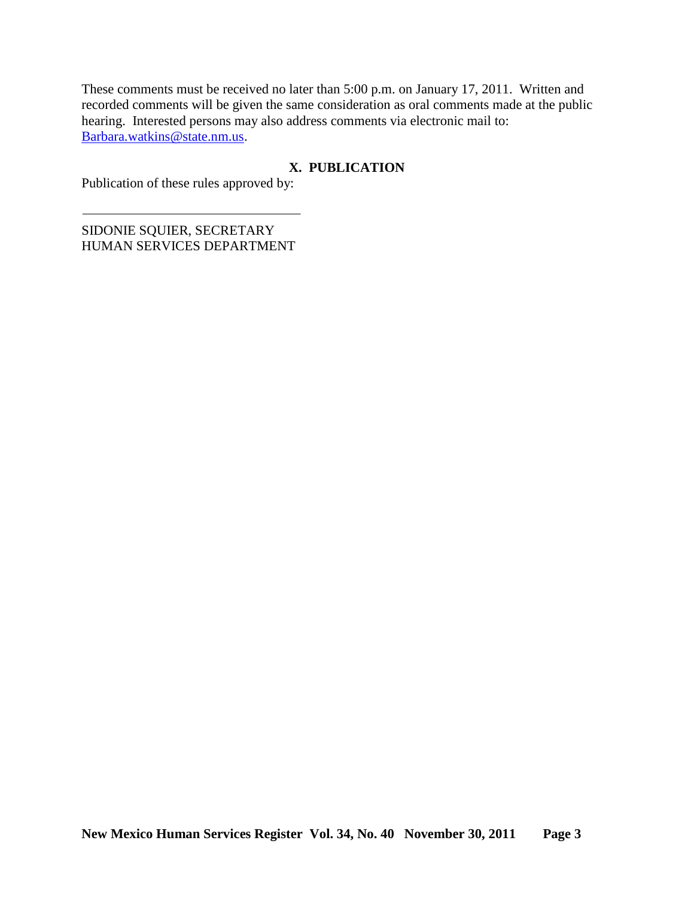These comments must be received no later than 5:00 p.m. on January 17, 2011. Written and recorded comments will be given the same consideration as oral comments made at the public hearing. Interested persons may also address comments via electronic mail to: Barbara.watkins@state.nm.us.

## X. PUBLICATION

Publication of these rules approved by:

\_\_\_\_\_\_\_\_\_\_\_\_\_\_\_\_\_\_\_\_\_\_\_\_\_\_\_\_\_\_\_\_

SIDONIE SQUIER, SECRETARY
HUMAN SERVICES DEPARTMENT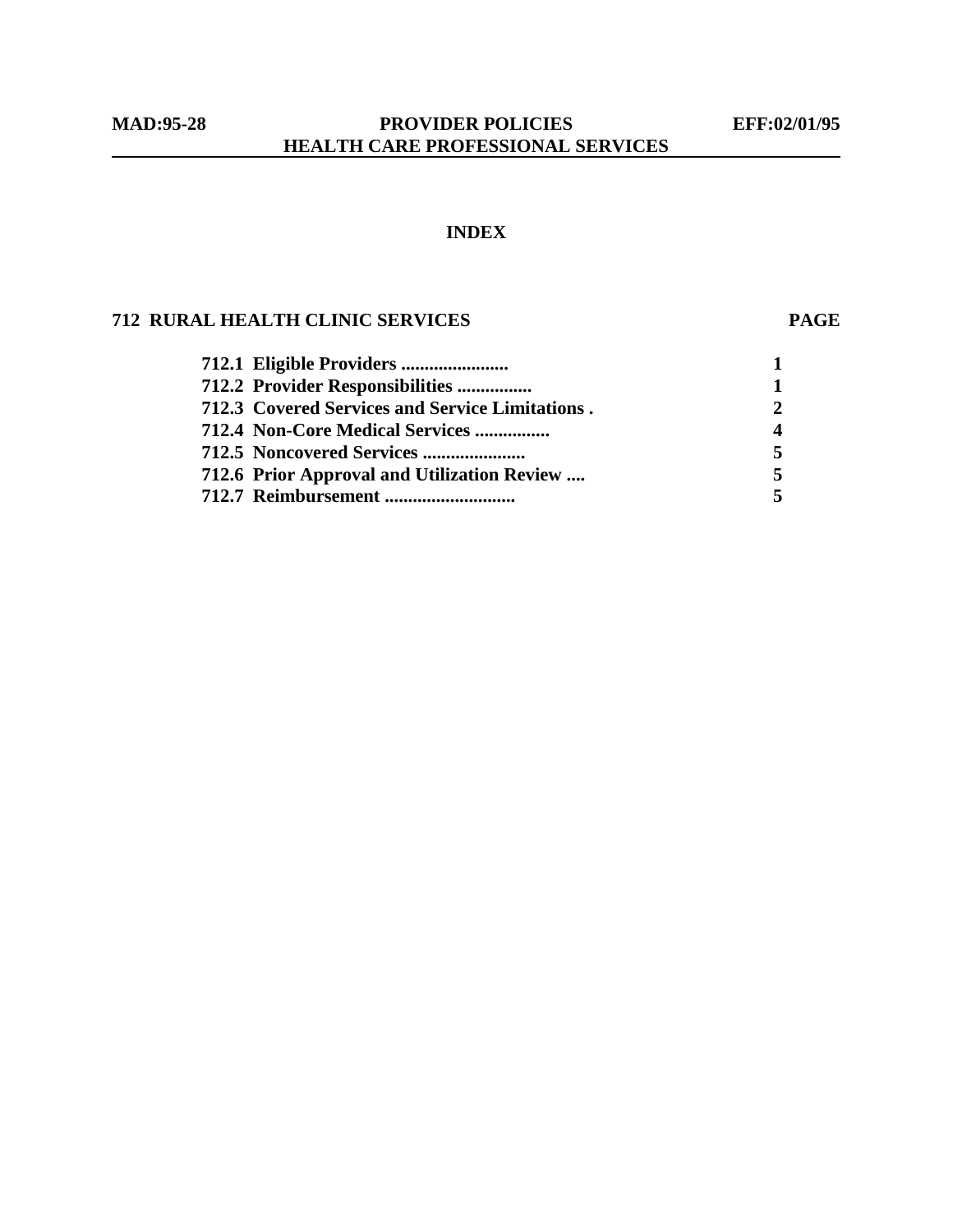## INDEX

### 712 RURAL HEALTH CLINIC SERVICES

| | PAGE |
|---|---|
| 712.1 Eligible Providers ....................... | 1 |
| 712.2 Provider Responsibilities ................ | 1 |
| 712.3 Covered Services and Service Limitations . | 2 |
| 712.4 Non-Core Medical Services ................ | 4 |
| 712.5 Noncovered Services ...................... | 5 |
| 712.6 Prior Approval and Utilization Review .... | 5 |
| 712.7 Reimbursement ........................... | 5 |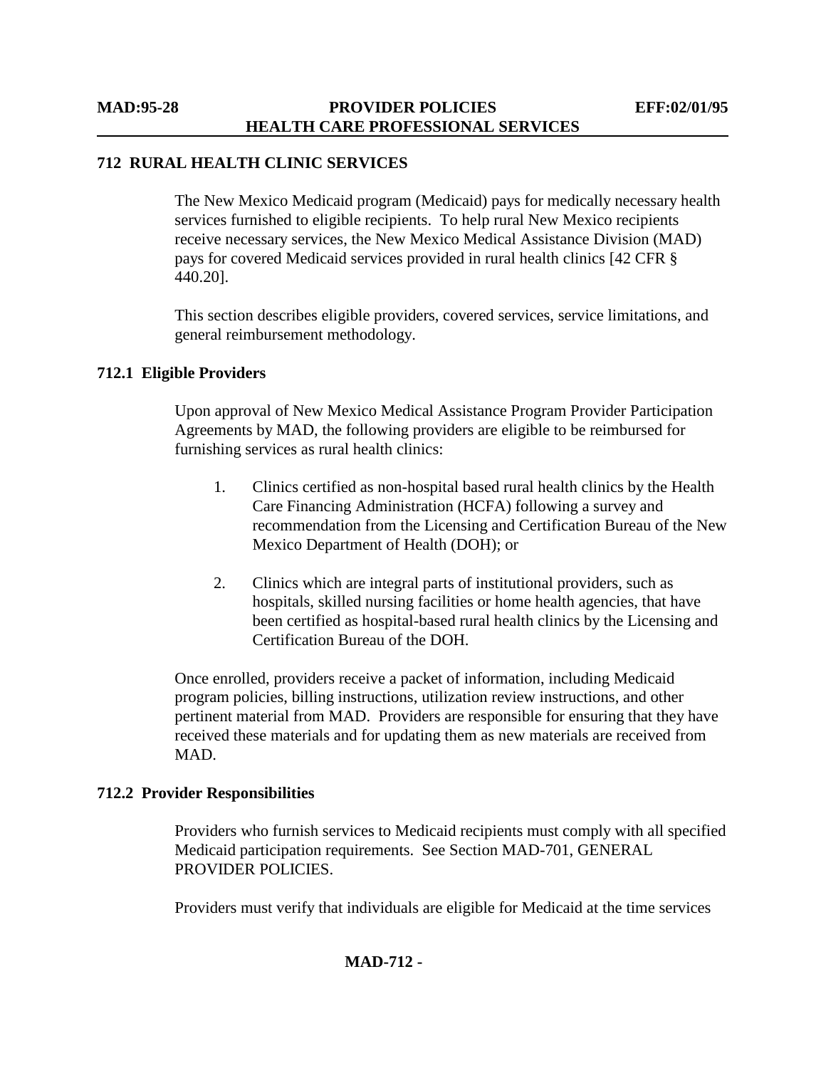## 712 RURAL HEALTH CLINIC SERVICES

The New Mexico Medicaid program (Medicaid) pays for medically necessary health services furnished to eligible recipients. To help rural New Mexico recipients receive necessary services, the New Mexico Medical Assistance Division (MAD) pays for covered Medicaid services provided in rural health clinics [42 CFR § 440.20].

This section describes eligible providers, covered services, service limitations, and general reimbursement methodology.

### 712.1 Eligible Providers

Upon approval of New Mexico Medical Assistance Program Provider Participation Agreements by MAD, the following providers are eligible to be reimbursed for furnishing services as rural health clinics:

1. Clinics certified as non-hospital based rural health clinics by the Health Care Financing Administration (HCFA) following a survey and recommendation from the Licensing and Certification Bureau of the New Mexico Department of Health (DOH); or

2. Clinics which are integral parts of institutional providers, such as hospitals, skilled nursing facilities or home health agencies, that have been certified as hospital-based rural health clinics by the Licensing and Certification Bureau of the DOH.

Once enrolled, providers receive a packet of information, including Medicaid program policies, billing instructions, utilization review instructions, and other pertinent material from MAD. Providers are responsible for ensuring that they have received these materials and for updating them as new materials are received from MAD.

### 712.2 Provider Responsibilities

Providers who furnish services to Medicaid recipients must comply with all specified Medicaid participation requirements. See Section MAD-701, GENERAL PROVIDER POLICIES.

Providers must verify that individuals are eligible for Medicaid at the time services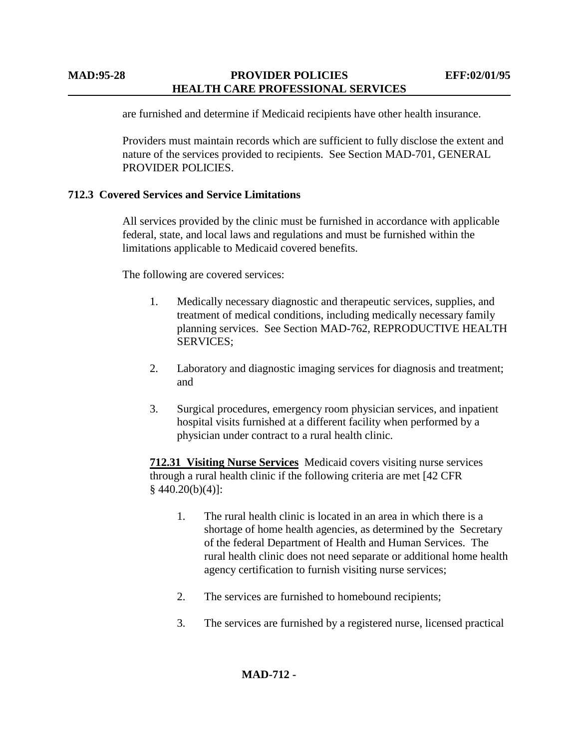are furnished and determine if Medicaid recipients have other health insurance.

Providers must maintain records which are sufficient to fully disclose the extent and nature of the services provided to recipients. See Section MAD-701, GENERAL PROVIDER POLICIES.

**712.3 Covered Services and Service Limitations**

All services provided by the clinic must be furnished in accordance with applicable federal, state, and local laws and regulations and must be furnished within the limitations applicable to Medicaid covered benefits.

The following are covered services:

1. Medically necessary diagnostic and therapeutic services, supplies, and treatment of medical conditions, including medically necessary family planning services. See Section MAD-762, REPRODUCTIVE HEALTH SERVICES;

2. Laboratory and diagnostic imaging services for diagnosis and treatment; and

3. Surgical procedures, emergency room physician services, and inpatient hospital visits furnished at a different facility when performed by a physician under contract to a rural health clinic.

**712.31 Visiting Nurse Services** Medicaid covers visiting nurse services through a rural health clinic if the following criteria are met [42 CFR § 440.20(b)(4)]:

1. The rural health clinic is located in an area in which there is a shortage of home health agencies, as determined by the Secretary of the federal Department of Health and Human Services. The rural health clinic does not need separate or additional home health agency certification to furnish visiting nurse services;

2. The services are furnished to homebound recipients;

3. The services are furnished by a registered nurse, licensed practical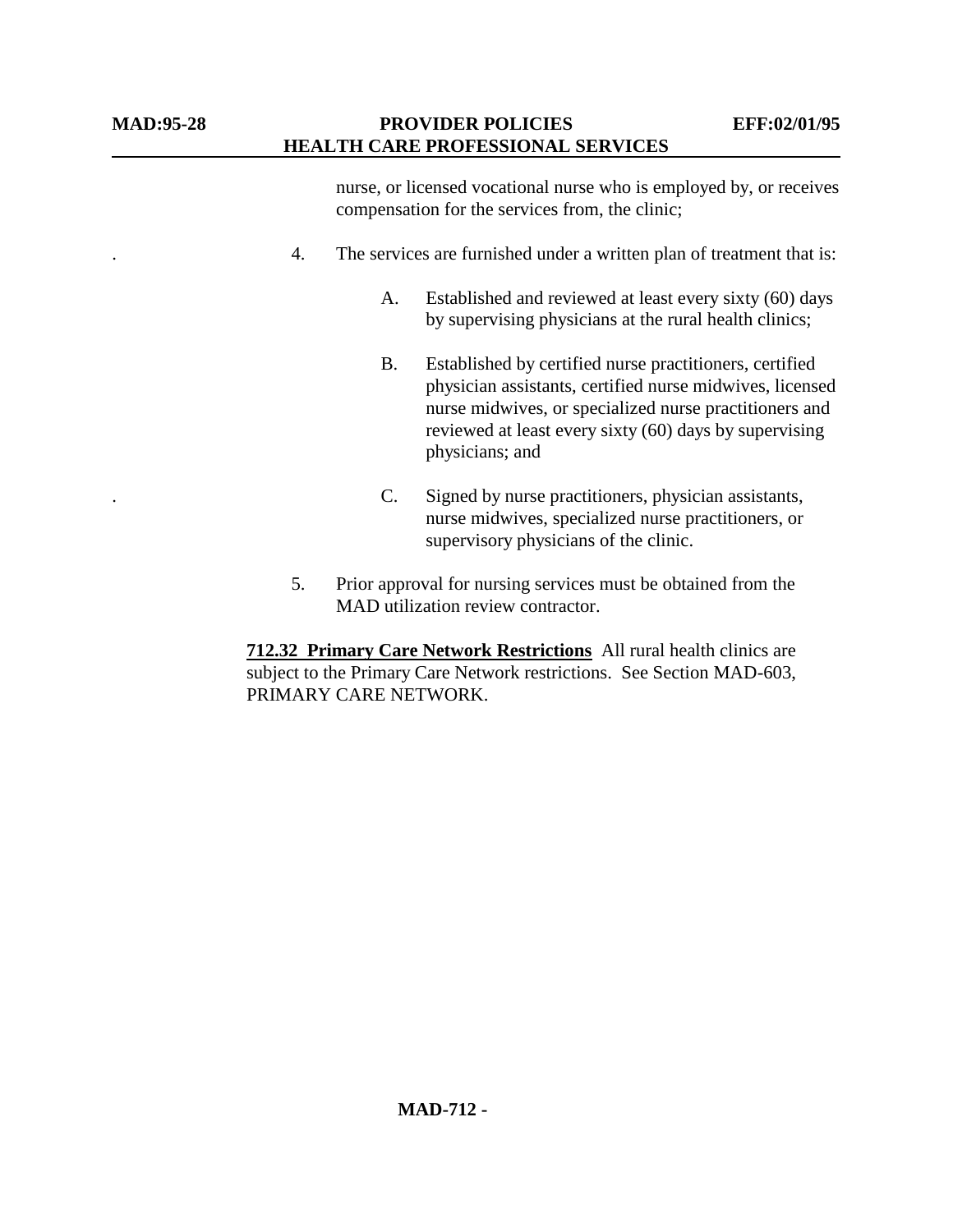nurse, or licensed vocational nurse who is employed by, or receives compensation for the services from, the clinic;

4. The services are furnished under a written plan of treatment that is:

   A. Established and reviewed at least every sixty (60) days by supervising physicians at the rural health clinics;

   B. Established by certified nurse practitioners, certified physician assistants, certified nurse midwives, licensed nurse midwives, or specialized nurse practitioners and reviewed at least every sixty (60) days by supervising physicians; and

   C. Signed by nurse practitioners, physician assistants, nurse midwives, specialized nurse practitioners, or supervisory physicians of the clinic.

5. Prior approval for nursing services must be obtained from the MAD utilization review contractor.

**712.32 Primary Care Network Restrictions** All rural health clinics are subject to the Primary Care Network restrictions. See Section MAD-603, PRIMARY CARE NETWORK.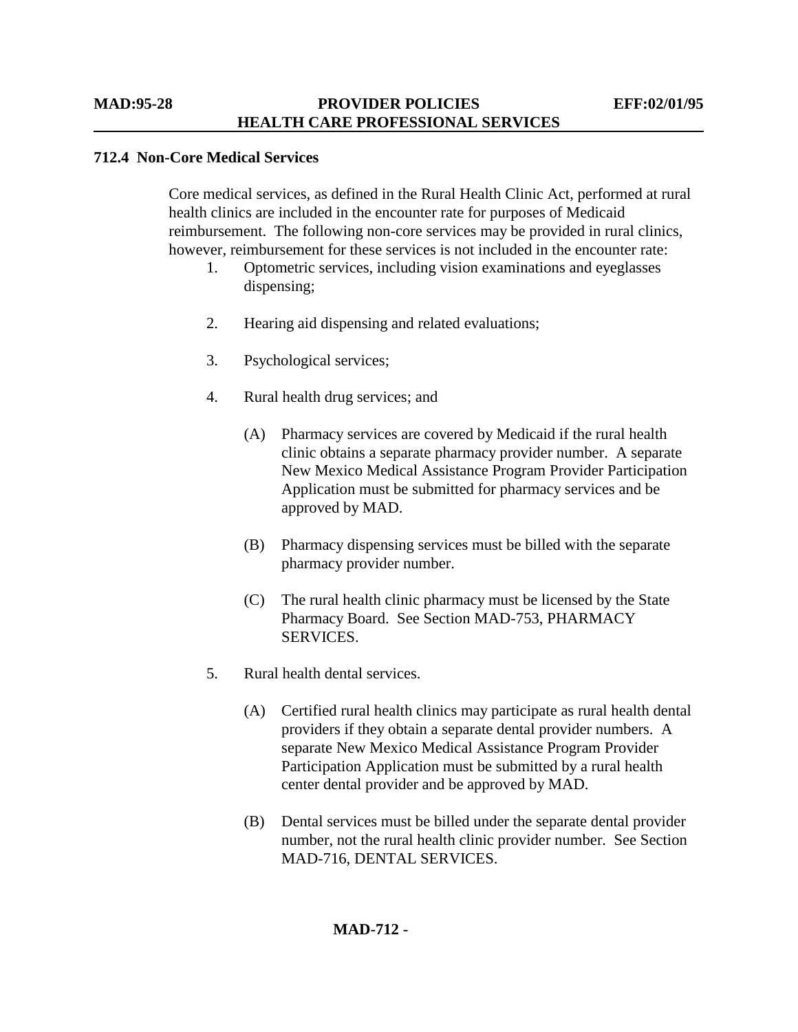### 712.4 Non-Core Medical Services

Core medical services, as defined in the Rural Health Clinic Act, performed at rural health clinics are included in the encounter rate for purposes of Medicaid reimbursement. The following non-core services may be provided in rural clinics, however, reimbursement for these services is not included in the encounter rate:

1. Optometric services, including vision examinations and eyeglasses dispensing;

2. Hearing aid dispensing and related evaluations;

3. Psychological services;

4. Rural health drug services; and

   (A) Pharmacy services are covered by Medicaid if the rural health clinic obtains a separate pharmacy provider number. A separate New Mexico Medical Assistance Program Provider Participation Application must be submitted for pharmacy services and be approved by MAD.

   (B) Pharmacy dispensing services must be billed with the separate pharmacy provider number.

   (C) The rural health clinic pharmacy must be licensed by the State Pharmacy Board. See Section MAD-753, PHARMACY SERVICES.

5. Rural health dental services.

   (A) Certified rural health clinics may participate as rural health dental providers if they obtain a separate dental provider numbers. A separate New Mexico Medical Assistance Program Provider Participation Application must be submitted by a rural health center dental provider and be approved by MAD.

   (B) Dental services must be billed under the separate dental provider number, not the rural health clinic provider number. See Section MAD-716, DENTAL SERVICES.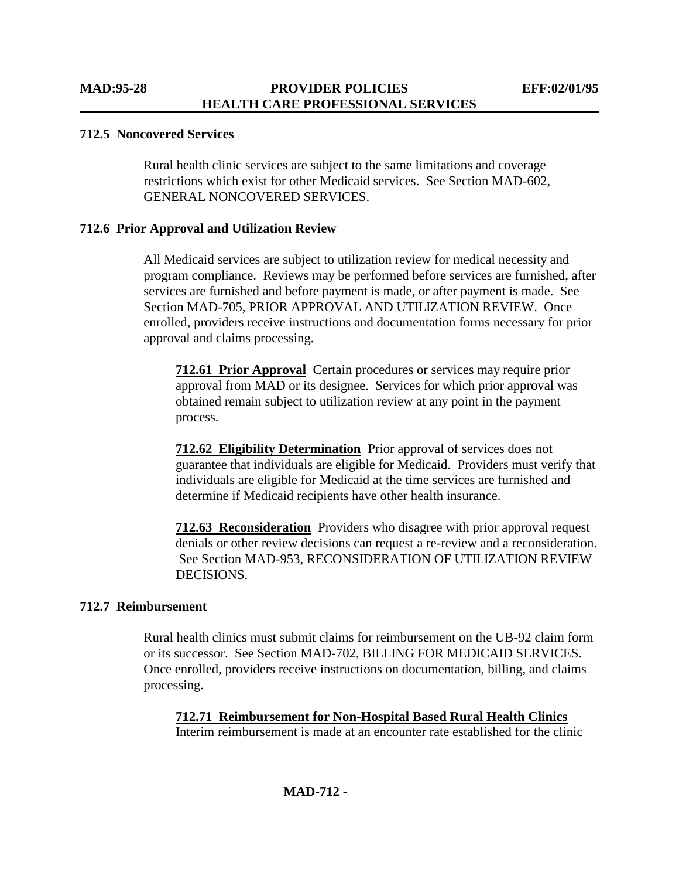### 712.5 Noncovered Services

Rural health clinic services are subject to the same limitations and coverage restrictions which exist for other Medicaid services. See Section MAD-602, GENERAL NONCOVERED SERVICES.

### 712.6 Prior Approval and Utilization Review

All Medicaid services are subject to utilization review for medical necessity and program compliance. Reviews may be performed before services are furnished, after services are furnished and before payment is made, or after payment is made. See Section MAD-705, PRIOR APPROVAL AND UTILIZATION REVIEW. Once enrolled, providers receive instructions and documentation forms necessary for prior approval and claims processing.

**712.61 Prior Approval** Certain procedures or services may require prior approval from MAD or its designee. Services for which prior approval was obtained remain subject to utilization review at any point in the payment process.

**712.62 Eligibility Determination** Prior approval of services does not guarantee that individuals are eligible for Medicaid. Providers must verify that individuals are eligible for Medicaid at the time services are furnished and determine if Medicaid recipients have other health insurance.

**712.63 Reconsideration** Providers who disagree with prior approval request denials or other review decisions can request a re-review and a reconsideration. See Section MAD-953, RECONSIDERATION OF UTILIZATION REVIEW DECISIONS.

### 712.7 Reimbursement

Rural health clinics must submit claims for reimbursement on the UB-92 claim form or its successor. See Section MAD-702, BILLING FOR MEDICAID SERVICES. Once enrolled, providers receive instructions on documentation, billing, and claims processing.

**712.71 Reimbursement for Non-Hospital Based Rural Health Clinics**
Interim reimbursement is made at an encounter rate established for the clinic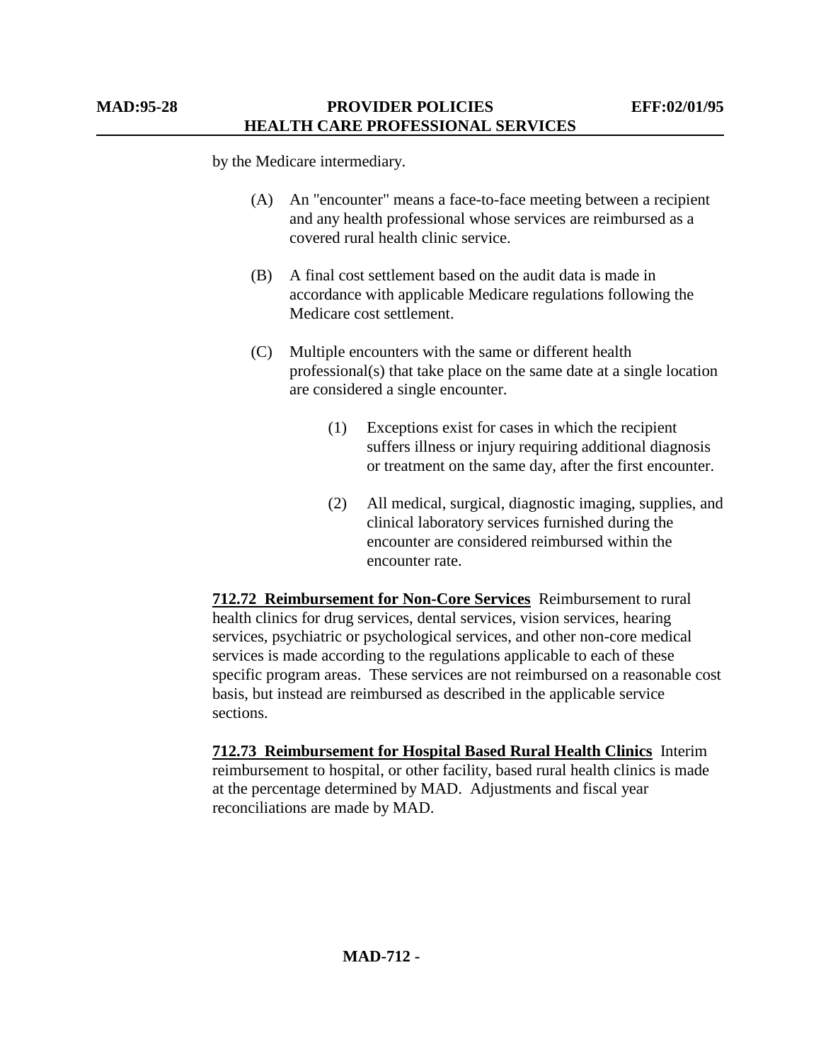by the Medicare intermediary.

(A) An "encounter" means a face-to-face meeting between a recipient and any health professional whose services are reimbursed as a covered rural health clinic service.

(B) A final cost settlement based on the audit data is made in accordance with applicable Medicare regulations following the Medicare cost settlement.

(C) Multiple encounters with the same or different health professional(s) that take place on the same date at a single location are considered a single encounter.

(1) Exceptions exist for cases in which the recipient suffers illness or injury requiring additional diagnosis or treatment on the same day, after the first encounter.

(2) All medical, surgical, diagnostic imaging, supplies, and clinical laboratory services furnished during the encounter are considered reimbursed within the encounter rate.

**712.72 Reimbursement for Non-Core Services** Reimbursement to rural health clinics for drug services, dental services, vision services, hearing services, psychiatric or psychological services, and other non-core medical services is made according to the regulations applicable to each of these specific program areas. These services are not reimbursed on a reasonable cost basis, but instead are reimbursed as described in the applicable service sections.

**712.73 Reimbursement for Hospital Based Rural Health Clinics** Interim reimbursement to hospital, or other facility, based rural health clinics is made at the percentage determined by MAD. Adjustments and fiscal year reconciliations are made by MAD.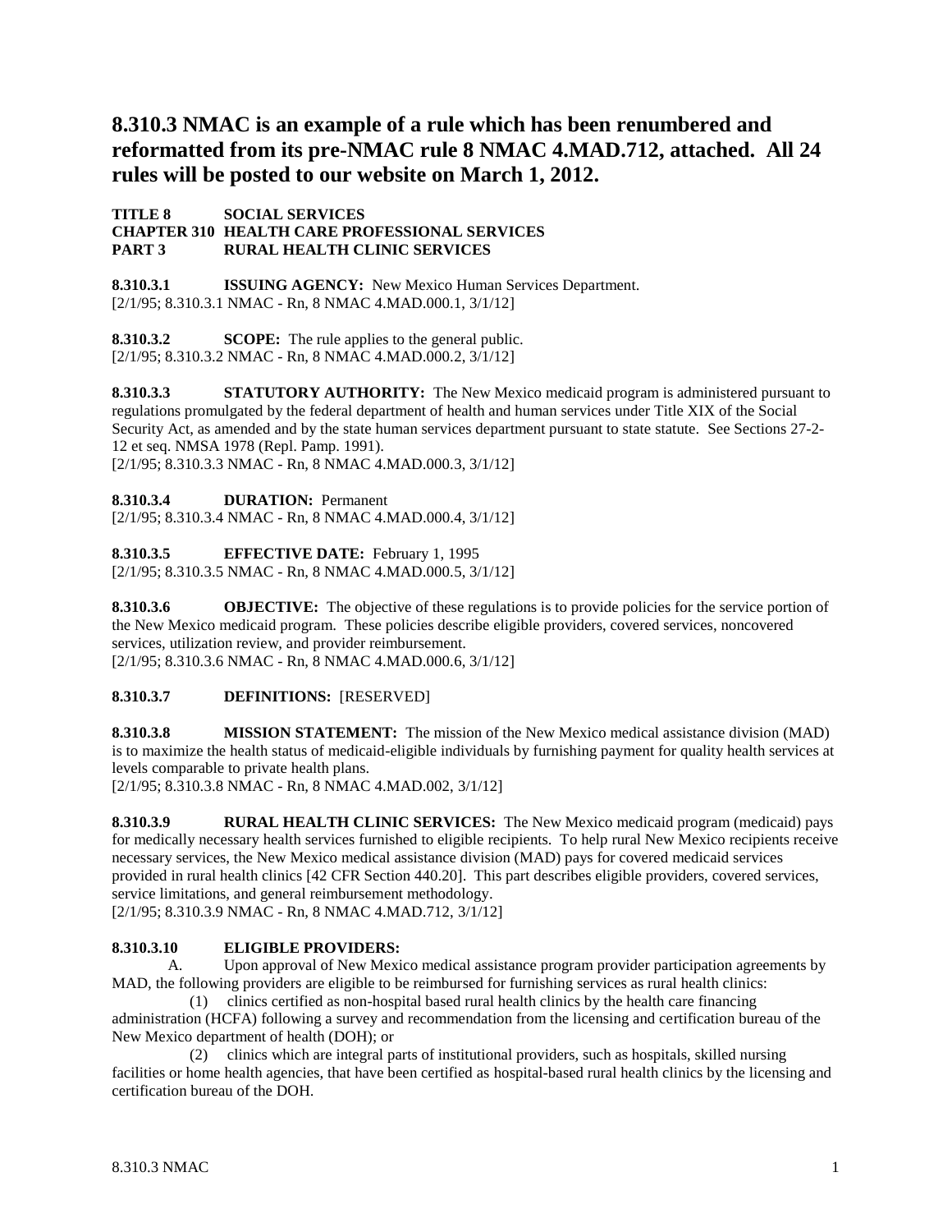# 8.310.3 NMAC is an example of a rule which has been renumbered and reformatted from its pre-NMAC rule 8 NMAC 4.MAD.712, attached. All 24 rules will be posted to our website on March 1, 2012.

**TITLE 8 SOCIAL SERVICES**
**CHAPTER 310 HEALTH CARE PROFESSIONAL SERVICES**
**PART 3 RURAL HEALTH CLINIC SERVICES**

**8.310.3.1 ISSUING AGENCY:** New Mexico Human Services Department.
[2/1/95; 8.310.3.1 NMAC - Rn, 8 NMAC 4.MAD.000.1, 3/1/12]

**8.310.3.2 SCOPE:** The rule applies to the general public.
[2/1/95; 8.310.3.2 NMAC - Rn, 8 NMAC 4.MAD.000.2, 3/1/12]

**8.310.3.3 STATUTORY AUTHORITY:** The New Mexico medicaid program is administered pursuant to regulations promulgated by the federal department of health and human services under Title XIX of the Social Security Act, as amended and by the state human services department pursuant to state statute. See Sections 27-2-12 et seq. NMSA 1978 (Repl. Pamp. 1991).
[2/1/95; 8.310.3.3 NMAC - Rn, 8 NMAC 4.MAD.000.3, 3/1/12]

**8.310.3.4 DURATION:** Permanent
[2/1/95; 8.310.3.4 NMAC - Rn, 8 NMAC 4.MAD.000.4, 3/1/12]

**8.310.3.5 EFFECTIVE DATE:** February 1, 1995
[2/1/95; 8.310.3.5 NMAC - Rn, 8 NMAC 4.MAD.000.5, 3/1/12]

**8.310.3.6 OBJECTIVE:** The objective of these regulations is to provide policies for the service portion of the New Mexico medicaid program. These policies describe eligible providers, covered services, noncovered services, utilization review, and provider reimbursement.
[2/1/95; 8.310.3.6 NMAC - Rn, 8 NMAC 4.MAD.000.6, 3/1/12]

**8.310.3.7 DEFINITIONS:** [RESERVED]

**8.310.3.8 MISSION STATEMENT:** The mission of the New Mexico medical assistance division (MAD) is to maximize the health status of medicaid-eligible individuals by furnishing payment for quality health services at levels comparable to private health plans.
[2/1/95; 8.310.3.8 NMAC - Rn, 8 NMAC 4.MAD.002, 3/1/12]

**8.310.3.9 RURAL HEALTH CLINIC SERVICES:** The New Mexico medicaid program (medicaid) pays for medically necessary health services furnished to eligible recipients. To help rural New Mexico recipients receive necessary services, the New Mexico medical assistance division (MAD) pays for covered medicaid services provided in rural health clinics [42 CFR Section 440.20]. This part describes eligible providers, covered services, service limitations, and general reimbursement methodology.
[2/1/95; 8.310.3.9 NMAC - Rn, 8 NMAC 4.MAD.712, 3/1/12]

**8.310.3.10 ELIGIBLE PROVIDERS:**

A. Upon approval of New Mexico medical assistance program provider participation agreements by MAD, the following providers are eligible to be reimbursed for furnishing services as rural health clinics:

(1) clinics certified as non-hospital based rural health clinics by the health care financing administration (HCFA) following a survey and recommendation from the licensing and certification bureau of the New Mexico department of health (DOH); or

(2) clinics which are integral parts of institutional providers, such as hospitals, skilled nursing facilities or home health agencies, that have been certified as hospital-based rural health clinics by the licensing and certification bureau of the DOH.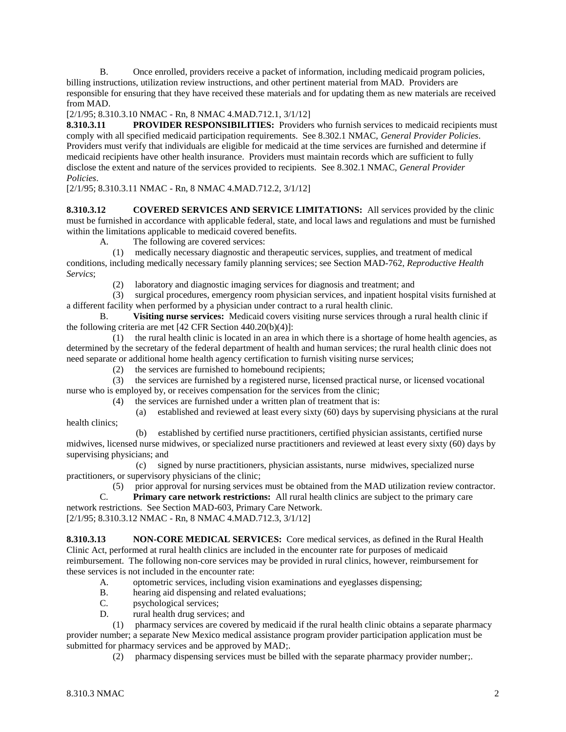B. Once enrolled, providers receive a packet of information, including medicaid program policies, billing instructions, utilization review instructions, and other pertinent material from MAD. Providers are responsible for ensuring that they have received these materials and for updating them as new materials are received from MAD.

[2/1/95; 8.310.3.10 NMAC - Rn, 8 NMAC 4.MAD.712.1, 3/1/12]

**8.310.3.11 PROVIDER RESPONSIBILITIES:** Providers who furnish services to medicaid recipients must comply with all specified medicaid participation requirements. See 8.302.1 NMAC, *General Provider Policies*. Providers must verify that individuals are eligible for medicaid at the time services are furnished and determine if medicaid recipients have other health insurance. Providers must maintain records which are sufficient to fully disclose the extent and nature of the services provided to recipients. See 8.302.1 NMAC, *General Provider Policies*.

[2/1/95; 8.310.3.11 NMAC - Rn, 8 NMAC 4.MAD.712.2, 3/1/12]

**8.310.3.12 COVERED SERVICES AND SERVICE LIMITATIONS:** All services provided by the clinic must be furnished in accordance with applicable federal, state, and local laws and regulations and must be furnished within the limitations applicable to medicaid covered benefits.

A. The following are covered services:

(1) medically necessary diagnostic and therapeutic services, supplies, and treatment of medical conditions, including medically necessary family planning services; see Section MAD-762, *Reproductive Health Servics*;

(2) laboratory and diagnostic imaging services for diagnosis and treatment; and

(3) surgical procedures, emergency room physician services, and inpatient hospital visits furnished at a different facility when performed by a physician under contract to a rural health clinic.

B. **Visiting nurse services:** Medicaid covers visiting nurse services through a rural health clinic if the following criteria are met [42 CFR Section 440.20(b)(4)]:

(1) the rural health clinic is located in an area in which there is a shortage of home health agencies, as determined by the secretary of the federal department of health and human services; the rural health clinic does not need separate or additional home health agency certification to furnish visiting nurse services;

(2) the services are furnished to homebound recipients;

(3) the services are furnished by a registered nurse, licensed practical nurse, or licensed vocational nurse who is employed by, or receives compensation for the services from the clinic;

(4) the services are furnished under a written plan of treatment that is:

(a) established and reviewed at least every sixty (60) days by supervising physicians at the rural health clinics;

(b) established by certified nurse practitioners, certified physician assistants, certified nurse midwives, licensed nurse midwives, or specialized nurse practitioners and reviewed at least every sixty (60) days by supervising physicians; and

(c) signed by nurse practitioners, physician assistants, nurse midwives, specialized nurse practitioners, or supervisory physicians of the clinic;

(5) prior approval for nursing services must be obtained from the MAD utilization review contractor.

C. **Primary care network restrictions:** All rural health clinics are subject to the primary care network restrictions. See Section MAD-603, Primary Care Network.

[2/1/95; 8.310.3.12 NMAC - Rn, 8 NMAC 4.MAD.712.3, 3/1/12]

**8.310.3.13 NON-CORE MEDICAL SERVICES:** Core medical services, as defined in the Rural Health Clinic Act, performed at rural health clinics are included in the encounter rate for purposes of medicaid reimbursement. The following non-core services may be provided in rural clinics, however, reimbursement for these services is not included in the encounter rate:

A. optometric services, including vision examinations and eyeglasses dispensing;

B. hearing aid dispensing and related evaluations;

C. psychological services;

D. rural health drug services; and

(1) pharmacy services are covered by medicaid if the rural health clinic obtains a separate pharmacy provider number; a separate New Mexico medical assistance program provider participation application must be submitted for pharmacy services and be approved by MAD;.

(2) pharmacy dispensing services must be billed with the separate pharmacy provider number;.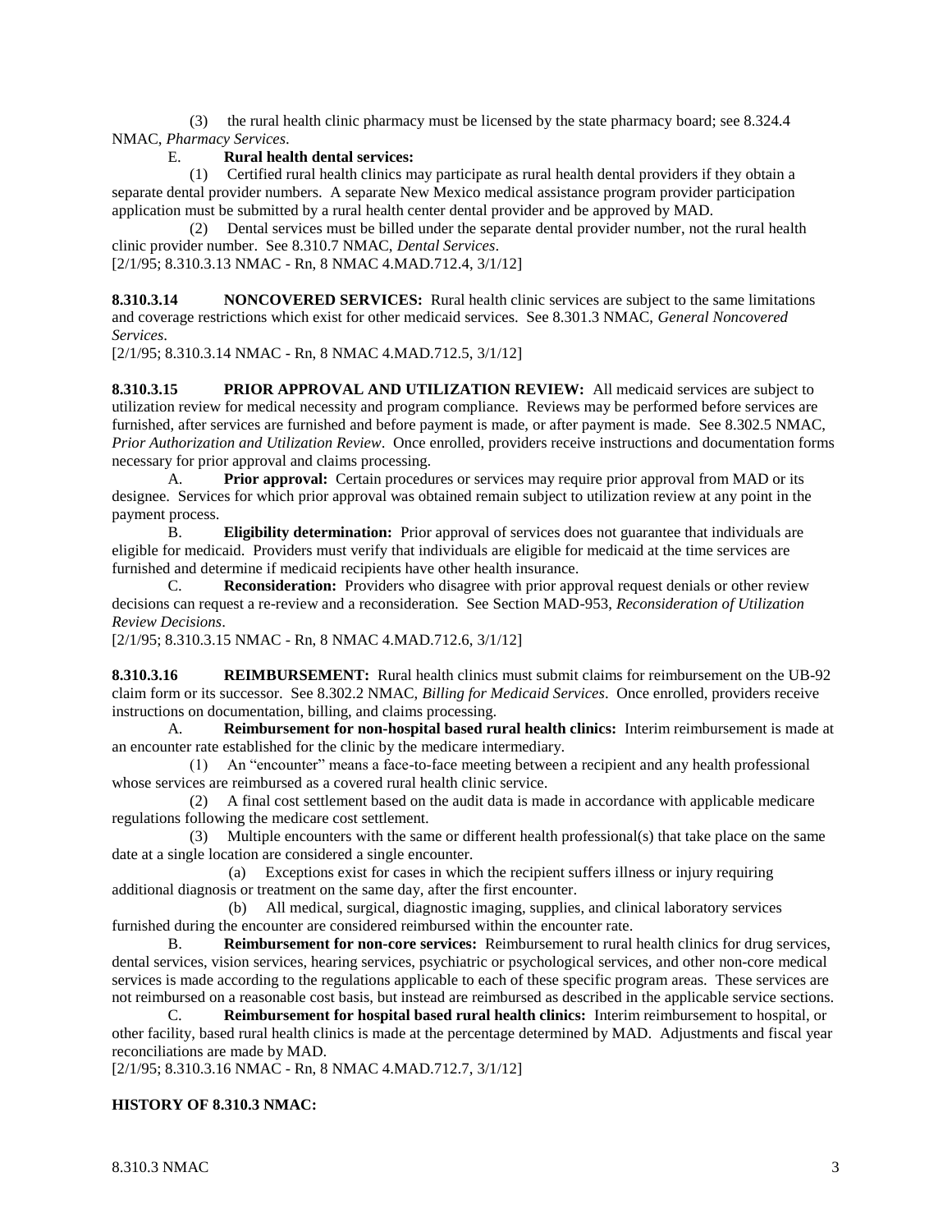(3) the rural health clinic pharmacy must be licensed by the state pharmacy board; see 8.324.4 NMAC, *Pharmacy Services*.

E. **Rural health dental services:**

(1) Certified rural health clinics may participate as rural health dental providers if they obtain a separate dental provider numbers. A separate New Mexico medical assistance program provider participation application must be submitted by a rural health center dental provider and be approved by MAD.

(2) Dental services must be billed under the separate dental provider number, not the rural health clinic provider number. See 8.310.7 NMAC, *Dental Services*.

[2/1/95; 8.310.3.13 NMAC - Rn, 8 NMAC 4.MAD.712.4, 3/1/12]

**8.310.3.14 NONCOVERED SERVICES:** Rural health clinic services are subject to the same limitations and coverage restrictions which exist for other medicaid services. See 8.301.3 NMAC, *General Noncovered Services*.

[2/1/95; 8.310.3.14 NMAC - Rn, 8 NMAC 4.MAD.712.5, 3/1/12]

**8.310.3.15 PRIOR APPROVAL AND UTILIZATION REVIEW:** All medicaid services are subject to utilization review for medical necessity and program compliance. Reviews may be performed before services are furnished, after services are furnished and before payment is made, or after payment is made. See 8.302.5 NMAC, *Prior Authorization and Utilization Review*. Once enrolled, providers receive instructions and documentation forms necessary for prior approval and claims processing.

A. **Prior approval:** Certain procedures or services may require prior approval from MAD or its designee. Services for which prior approval was obtained remain subject to utilization review at any point in the payment process.

B. **Eligibility determination:** Prior approval of services does not guarantee that individuals are eligible for medicaid. Providers must verify that individuals are eligible for medicaid at the time services are furnished and determine if medicaid recipients have other health insurance.

C. **Reconsideration:** Providers who disagree with prior approval request denials or other review decisions can request a re-review and a reconsideration. See Section MAD-953, *Reconsideration of Utilization Review Decisions*.

[2/1/95; 8.310.3.15 NMAC - Rn, 8 NMAC 4.MAD.712.6, 3/1/12]

**8.310.3.16 REIMBURSEMENT:** Rural health clinics must submit claims for reimbursement on the UB-92 claim form or its successor. See 8.302.2 NMAC, *Billing for Medicaid Services*. Once enrolled, providers receive instructions on documentation, billing, and claims processing.

A. **Reimbursement for non-hospital based rural health clinics:** Interim reimbursement is made at an encounter rate established for the clinic by the medicare intermediary.

(1) An "encounter" means a face-to-face meeting between a recipient and any health professional whose services are reimbursed as a covered rural health clinic service.

(2) A final cost settlement based on the audit data is made in accordance with applicable medicare regulations following the medicare cost settlement.

(3) Multiple encounters with the same or different health professional(s) that take place on the same date at a single location are considered a single encounter.

(a) Exceptions exist for cases in which the recipient suffers illness or injury requiring additional diagnosis or treatment on the same day, after the first encounter.

(b) All medical, surgical, diagnostic imaging, supplies, and clinical laboratory services furnished during the encounter are considered reimbursed within the encounter rate.

B. **Reimbursement for non-core services:** Reimbursement to rural health clinics for drug services, dental services, vision services, hearing services, psychiatric or psychological services, and other non-core medical services is made according to the regulations applicable to each of these specific program areas. These services are not reimbursed on a reasonable cost basis, but instead are reimbursed as described in the applicable service sections.

C. **Reimbursement for hospital based rural health clinics:** Interim reimbursement to hospital, or other facility, based rural health clinics is made at the percentage determined by MAD. Adjustments and fiscal year reconciliations are made by MAD.

[2/1/95; 8.310.3.16 NMAC - Rn, 8 NMAC 4.MAD.712.7, 3/1/12]

**HISTORY OF 8.310.3 NMAC:**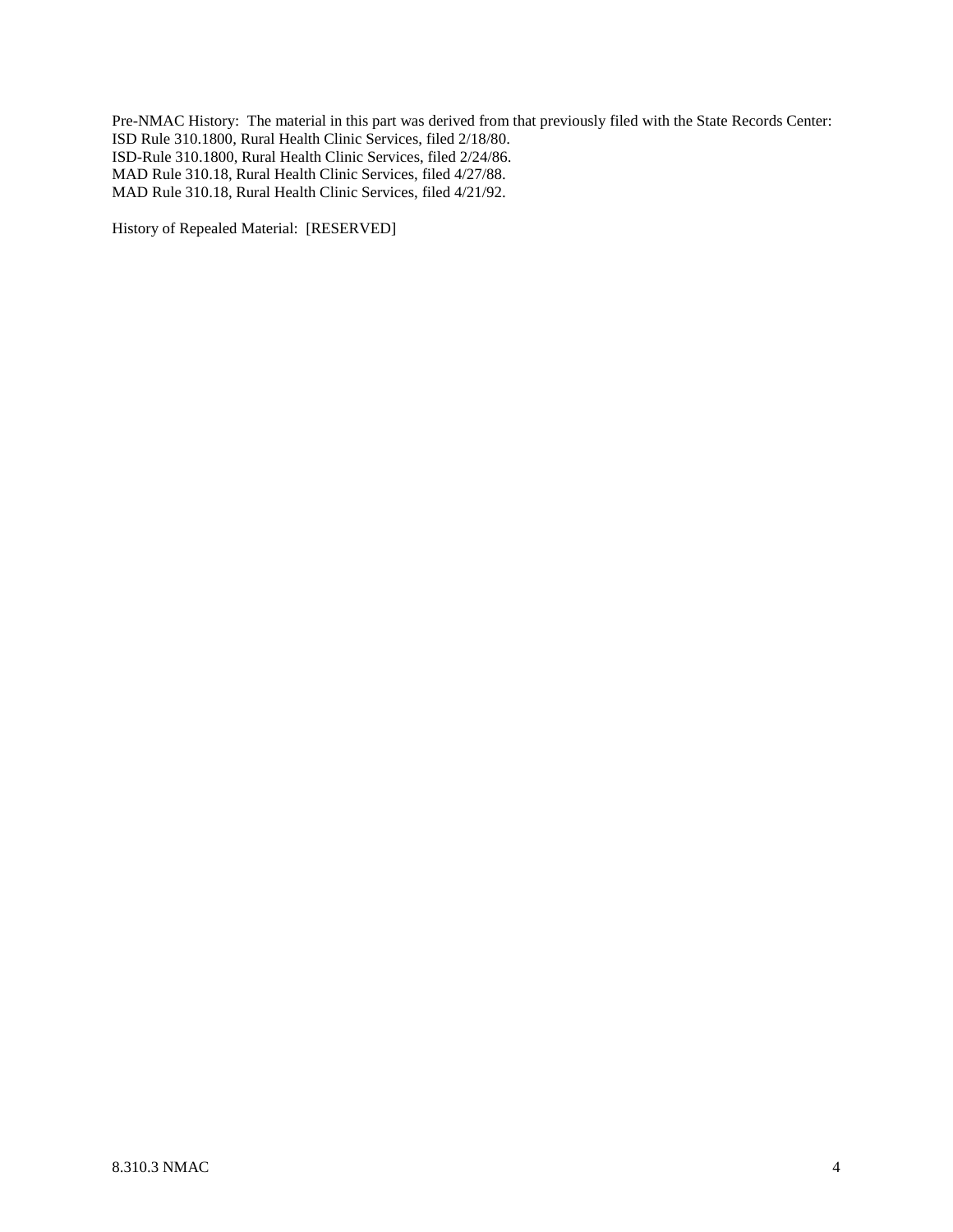Pre-NMAC History: The material in this part was derived from that previously filed with the State Records Center:
ISD Rule 310.1800, Rural Health Clinic Services, filed 2/18/80.
ISD-Rule 310.1800, Rural Health Clinic Services, filed 2/24/86.
MAD Rule 310.18, Rural Health Clinic Services, filed 4/27/88.
MAD Rule 310.18, Rural Health Clinic Services, filed 4/21/92.

History of Repealed Material: [RESERVED]